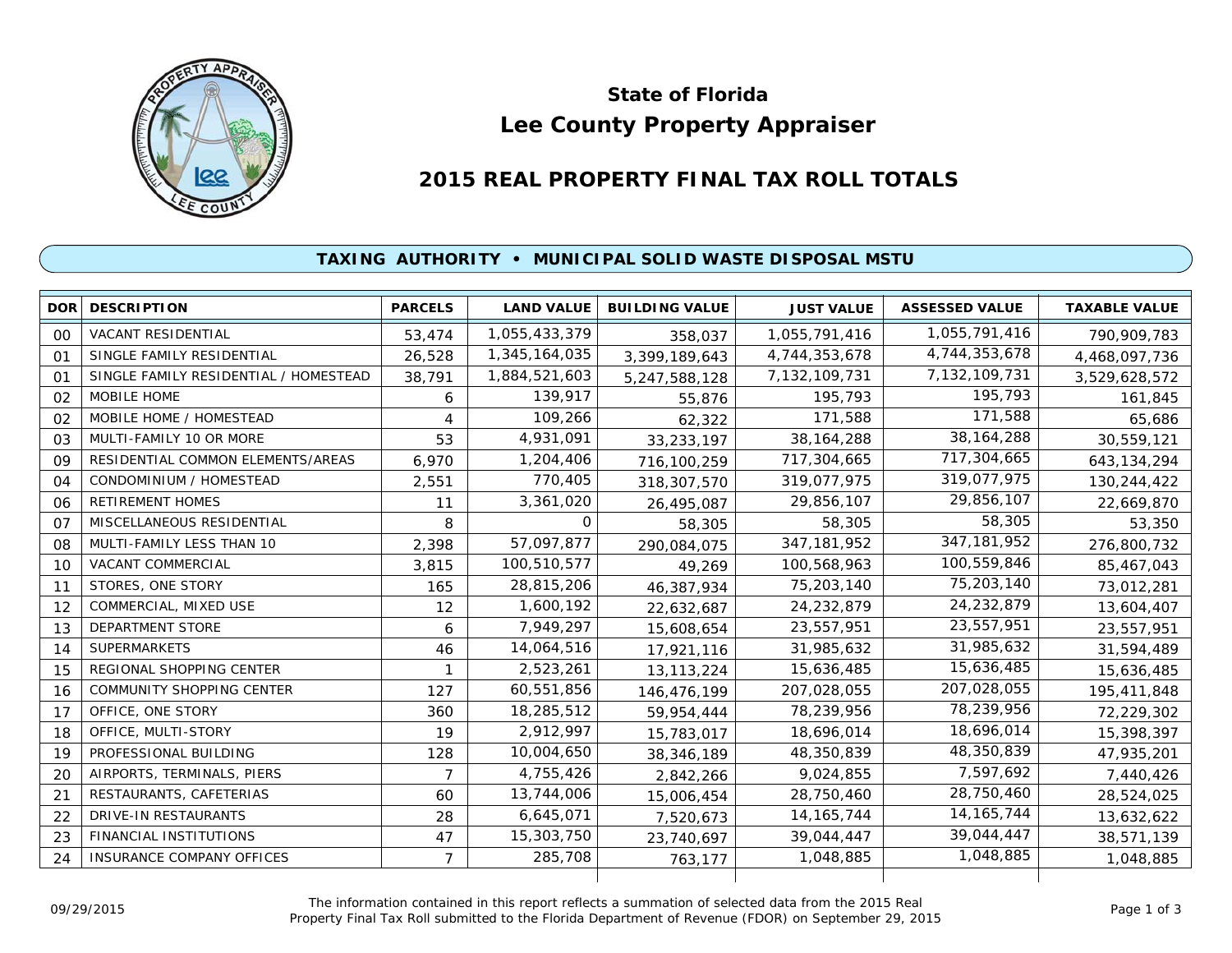# State of Florida

# Lee County Property Appraiser

## 2015 REAL PROPERTY FINAL TAX ROLL TOTALS

### TAXING AUTHORITY • MUNICIPAL SOLID WASTE DISPOSAL MSTU

| DOR | DESCRIPTION | PARCELS | LAND VALUE | BUILDING VALUE | JUST VALUE | ASSESSED VALUE | TAXABLE VALUE |
|---|---|---|---|---|---|---|---|
| 00 | VACANT RESIDENTIAL | 53,474 | 1,055,433,379 | 358,037 | 1,055,791,416 | 1,055,791,416 | 790,909,783 |
| 01 | SINGLE FAMILY RESIDENTIAL | 26,528 | 1,345,164,035 | 3,399,189,643 | 4,744,353,678 | 4,744,353,678 | 4,468,097,736 |
| 01 | SINGLE FAMILY RESIDENTIAL / HOMESTEAD | 38,791 | 1,884,521,603 | 5,247,588,128 | 7,132,109,731 | 7,132,109,731 | 3,529,628,572 |
| 02 | MOBILE HOME | 6 | 139,917 | 55,876 | 195,793 | 195,793 | 161,845 |
| 02 | MOBILE HOME / HOMESTEAD | 4 | 109,266 | 62,322 | 171,588 | 171,588 | 65,686 |
| 03 | MULTI-FAMILY 10 OR MORE | 53 | 4,931,091 | 33,233,197 | 38,164,288 | 38,164,288 | 30,559,121 |
| 09 | RESIDENTIAL COMMON ELEMENTS/AREAS | 6,970 | 1,204,406 | 716,100,259 | 717,304,665 | 717,304,665 | 643,134,294 |
| 04 | CONDOMINIUM / HOMESTEAD | 2,551 | 770,405 | 318,307,570 | 319,077,975 | 319,077,975 | 130,244,422 |
| 06 | RETIREMENT HOMES | 11 | 3,361,020 | 26,495,087 | 29,856,107 | 29,856,107 | 22,669,870 |
| 07 | MISCELLANEOUS RESIDENTIAL | 8 | 0 | 58,305 | 58,305 | 58,305 | 53,350 |
| 08 | MULTI-FAMILY LESS THAN 10 | 2,398 | 57,097,877 | 290,084,075 | 347,181,952 | 347,181,952 | 276,800,732 |
| 10 | VACANT COMMERCIAL | 3,815 | 100,510,577 | 49,269 | 100,568,963 | 100,559,846 | 85,467,043 |
| 11 | STORES, ONE STORY | 165 | 28,815,206 | 46,387,934 | 75,203,140 | 75,203,140 | 73,012,281 |
| 12 | COMMERCIAL, MIXED USE | 12 | 1,600,192 | 22,632,687 | 24,232,879 | 24,232,879 | 13,604,407 |
| 13 | DEPARTMENT STORE | 6 | 7,949,297 | 15,608,654 | 23,557,951 | 23,557,951 | 23,557,951 |
| 14 | SUPERMARKETS | 46 | 14,064,516 | 17,921,116 | 31,985,632 | 31,985,632 | 31,594,489 |
| 15 | REGIONAL SHOPPING CENTER | 1 | 2,523,261 | 13,113,224 | 15,636,485 | 15,636,485 | 15,636,485 |
| 16 | COMMUNITY SHOPPING CENTER | 127 | 60,551,856 | 146,476,199 | 207,028,055 | 207,028,055 | 195,411,848 |
| 17 | OFFICE, ONE STORY | 360 | 18,285,512 | 59,954,444 | 78,239,956 | 78,239,956 | 72,229,302 |
| 18 | OFFICE, MULTI-STORY | 19 | 2,912,997 | 15,783,017 | 18,696,014 | 18,696,014 | 15,398,397 |
| 19 | PROFESSIONAL BUILDING | 128 | 10,004,650 | 38,346,189 | 48,350,839 | 48,350,839 | 47,935,201 |
| 20 | AIRPORTS, TERMINALS, PIERS | 7 | 4,755,426 | 2,842,266 | 9,024,855 | 7,597,692 | 7,440,426 |
| 21 | RESTAURANTS, CAFETERIAS | 60 | 13,744,006 | 15,006,454 | 28,750,460 | 28,750,460 | 28,524,025 |
| 22 | DRIVE-IN RESTAURANTS | 28 | 6,645,071 | 7,520,673 | 14,165,744 | 14,165,744 | 13,632,622 |
| 23 | FINANCIAL INSTITUTIONS | 47 | 15,303,750 | 23,740,697 | 39,044,447 | 39,044,447 | 38,571,139 |
| 24 | INSURANCE COMPANY OFFICES | 7 | 285,708 | 763,177 | 1,048,885 | 1,048,885 | 1,048,885 |

09/29/2015

The information contained in this report reflects a summation of selected data from the 2015 Real Property Final Tax Roll submitted to the Florida Department of Revenue (FDOR) on September 29, 2015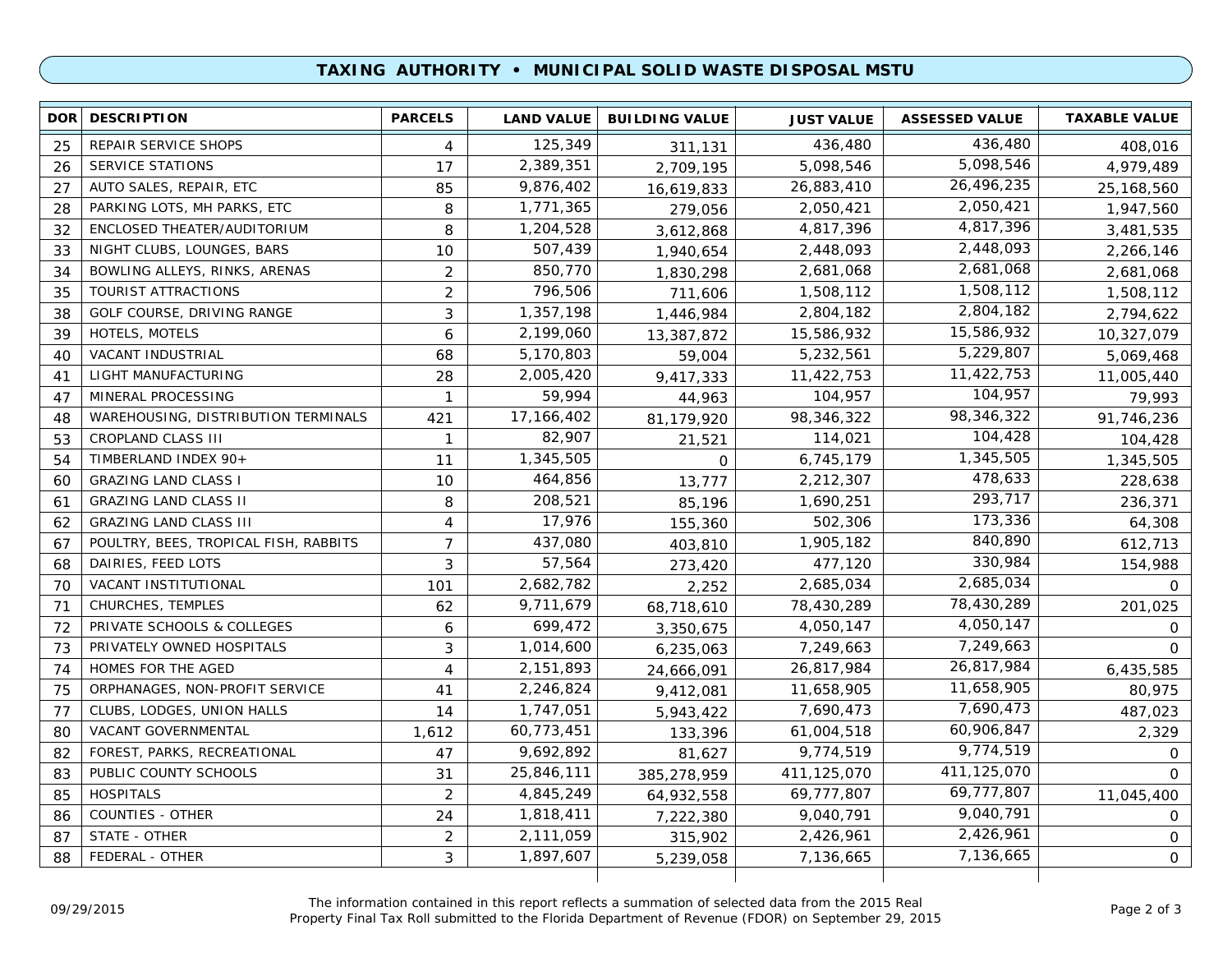## TAXING AUTHORITY • MUNICIPAL SOLID WASTE DISPOSAL MSTU

| DOR | DESCRIPTION | PARCELS | LAND VALUE | BUILDING VALUE | JUST VALUE | ASSESSED VALUE | TAXABLE VALUE |
|---|---|---|---|---|---|---|---|
| 25 | REPAIR SERVICE SHOPS | 4 | 125,349 | 311,131 | 436,480 | 436,480 | 408,016 |
| 26 | SERVICE STATIONS | 17 | 2,389,351 | 2,709,195 | 5,098,546 | 5,098,546 | 4,979,489 |
| 27 | AUTO SALES, REPAIR, ETC | 85 | 9,876,402 | 16,619,833 | 26,883,410 | 26,496,235 | 25,168,560 |
| 28 | PARKING LOTS, MH PARKS, ETC | 8 | 1,771,365 | 279,056 | 2,050,421 | 2,050,421 | 1,947,560 |
| 32 | ENCLOSED THEATER/AUDITORIUM | 8 | 1,204,528 | 3,612,868 | 4,817,396 | 4,817,396 | 3,481,535 |
| 33 | NIGHT CLUBS, LOUNGES, BARS | 10 | 507,439 | 1,940,654 | 2,448,093 | 2,448,093 | 2,266,146 |
| 34 | BOWLING ALLEYS, RINKS, ARENAS | 2 | 850,770 | 1,830,298 | 2,681,068 | 2,681,068 | 2,681,068 |
| 35 | TOURIST ATTRACTIONS | 2 | 796,506 | 711,606 | 1,508,112 | 1,508,112 | 1,508,112 |
| 38 | GOLF COURSE, DRIVING RANGE | 3 | 1,357,198 | 1,446,984 | 2,804,182 | 2,804,182 | 2,794,622 |
| 39 | HOTELS, MOTELS | 6 | 2,199,060 | 13,387,872 | 15,586,932 | 15,586,932 | 10,327,079 |
| 40 | VACANT INDUSTRIAL | 68 | 5,170,803 | 59,004 | 5,232,561 | 5,229,807 | 5,069,468 |
| 41 | LIGHT MANUFACTURING | 28 | 2,005,420 | 9,417,333 | 11,422,753 | 11,422,753 | 11,005,440 |
| 47 | MINERAL PROCESSING | 1 | 59,994 | 44,963 | 104,957 | 104,957 | 79,993 |
| 48 | WAREHOUSING, DISTRIBUTION TERMINALS | 421 | 17,166,402 | 81,179,920 | 98,346,322 | 98,346,322 | 91,746,236 |
| 53 | CROPLAND CLASS III | 1 | 82,907 | 21,521 | 114,021 | 104,428 | 104,428 |
| 54 | TIMBERLAND INDEX 90+ | 11 | 1,345,505 | 0 | 6,745,179 | 1,345,505 | 1,345,505 |
| 60 | GRAZING LAND CLASS I | 10 | 464,856 | 13,777 | 2,212,307 | 478,633 | 228,638 |
| 61 | GRAZING LAND CLASS II | 8 | 208,521 | 85,196 | 1,690,251 | 293,717 | 236,371 |
| 62 | GRAZING LAND CLASS III | 4 | 17,976 | 155,360 | 502,306 | 173,336 | 64,308 |
| 67 | POULTRY, BEES, TROPICAL FISH, RABBITS | 7 | 437,080 | 403,810 | 1,905,182 | 840,890 | 612,713 |
| 68 | DAIRIES, FEED LOTS | 3 | 57,564 | 273,420 | 477,120 | 330,984 | 154,988 |
| 70 | VACANT INSTITUTIONAL | 101 | 2,682,782 | 2,252 | 2,685,034 | 2,685,034 | 0 |
| 71 | CHURCHES, TEMPLES | 62 | 9,711,679 | 68,718,610 | 78,430,289 | 78,430,289 | 201,025 |
| 72 | PRIVATE SCHOOLS & COLLEGES | 6 | 699,472 | 3,350,675 | 4,050,147 | 4,050,147 | 0 |
| 73 | PRIVATELY OWNED HOSPITALS | 3 | 1,014,600 | 6,235,063 | 7,249,663 | 7,249,663 | 0 |
| 74 | HOMES FOR THE AGED | 4 | 2,151,893 | 24,666,091 | 26,817,984 | 26,817,984 | 6,435,585 |
| 75 | ORPHANAGES, NON-PROFIT SERVICE | 41 | 2,246,824 | 9,412,081 | 11,658,905 | 11,658,905 | 80,975 |
| 77 | CLUBS, LODGES, UNION HALLS | 14 | 1,747,051 | 5,943,422 | 7,690,473 | 7,690,473 | 487,023 |
| 80 | VACANT GOVERNMENTAL | 1,612 | 60,773,451 | 133,396 | 61,004,518 | 60,906,847 | 2,329 |
| 82 | FOREST, PARKS, RECREATIONAL | 47 | 9,692,892 | 81,627 | 9,774,519 | 9,774,519 | 0 |
| 83 | PUBLIC COUNTY SCHOOLS | 31 | 25,846,111 | 385,278,959 | 411,125,070 | 411,125,070 | 0 |
| 85 | HOSPITALS | 2 | 4,845,249 | 64,932,558 | 69,777,807 | 69,777,807 | 11,045,400 |
| 86 | COUNTIES - OTHER | 24 | 1,818,411 | 7,222,380 | 9,040,791 | 9,040,791 | 0 |
| 87 | STATE - OTHER | 2 | 2,111,059 | 315,902 | 2,426,961 | 2,426,961 | 0 |
| 88 | FEDERAL - OTHER | 3 | 1,897,607 | 5,239,058 | 7,136,665 | 7,136,665 | 0 |

09/29/2015

The information contained in this report reflects a summation of selected data from the 2015 Real Property Final Tax Roll submitted to the Florida Department of Revenue (FDOR) on September 29, 2015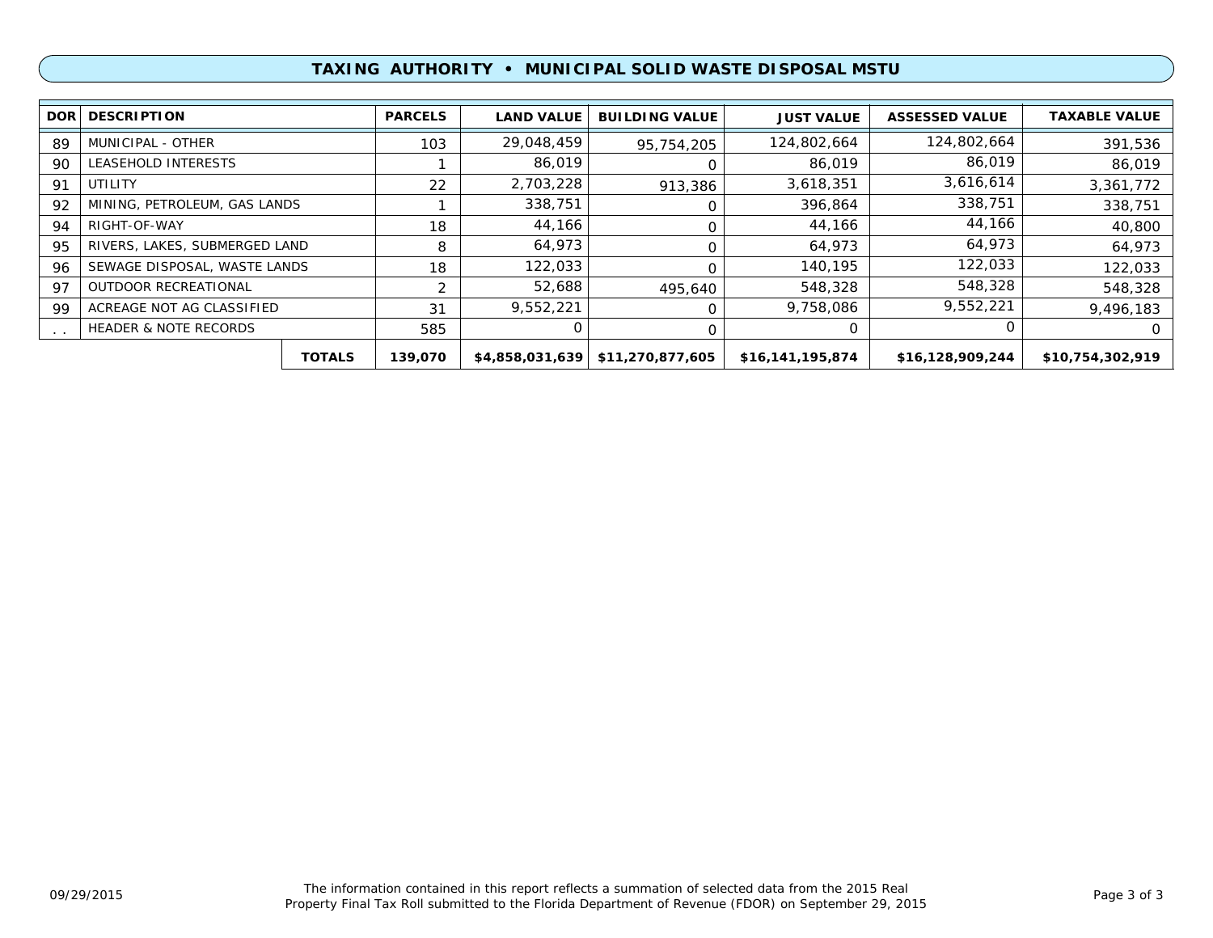## TAXING AUTHORITY • MUNICIPAL SOLID WASTE DISPOSAL MSTU

| DOR | DESCRIPTION | PARCELS | LAND VALUE | BUILDING VALUE | JUST VALUE | ASSESSED VALUE | TAXABLE VALUE |
|---|---|---|---|---|---|---|---|
| 89 | MUNICIPAL - OTHER | 103 | 29,048,459 | 95,754,205 | 124,802,664 | 124,802,664 | 391,536 |
| 90 | LEASEHOLD INTERESTS | 1 | 86,019 | 0 | 86,019 | 86,019 | 86,019 |
| 91 | UTILITY | 22 | 2,703,228 | 913,386 | 3,618,351 | 3,616,614 | 3,361,772 |
| 92 | MINING, PETROLEUM, GAS LANDS | 1 | 338,751 | 0 | 396,864 | 338,751 | 338,751 |
| 94 | RIGHT-OF-WAY | 18 | 44,166 | 0 | 44,166 | 44,166 | 40,800 |
| 95 | RIVERS, LAKES, SUBMERGED LAND | 8 | 64,973 | 0 | 64,973 | 64,973 | 64,973 |
| 96 | SEWAGE DISPOSAL, WASTE LANDS | 18 | 122,033 | 0 | 140,195 | 122,033 | 122,033 |
| 97 | OUTDOOR RECREATIONAL | 2 | 52,688 | 495,640 | 548,328 | 548,328 | 548,328 |
| 99 | ACREAGE NOT AG CLASSIFIED | 31 | 9,552,221 | 0 | 9,758,086 | 9,552,221 | 9,496,183 |
| . . | HEADER & NOTE RECORDS | 585 | 0 | 0 | 0 | 0 | 0 |
| | **TOTALS** | **139,070** | **$4,858,031,639** | **$11,270,877,605** | **$16,141,195,874** | **$16,128,909,244** | **$10,754,302,919** |

09/29/2015

The information contained in this report reflects a summation of selected data from the 2015 Real Property Final Tax Roll submitted to the Florida Department of Revenue (FDOR) on September 29, 2015